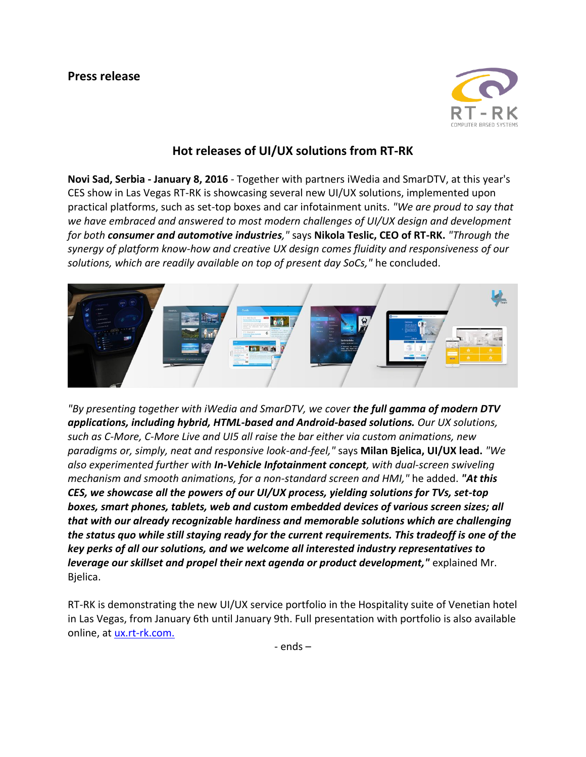**Press release**

## Hot releases of UI/UX solutions from RT-RK

**Novi Sad, Serbia - January 8, 2016** - Together with partners iWedia and SmarDTV, at this year's CES show in Las Vegas RT-RK is showcasing several new UI/UX solutions, implemented upon practical platforms, such as set-top boxes and car infotainment units. *"We are proud to say that we have embraced and answered to most modern challenges of UI/UX design and development for both **consumer and automotive industries**,"* says **Nikola Teslic, CEO of RT-RK.** *"Through the synergy of platform know-how and creative UX design comes fluidity and responsiveness of our solutions, which are readily available on top of present day SoCs,"* he concluded.

*"By presenting together with iWedia and SmarDTV, we cover **the full gamma of modern DTV applications, including hybrid, HTML-based and Android-based solutions.** Our UX solutions, such as C-More, C-More Live and UI5 all raise the bar either via custom animations, new paradigms or, simply, neat and responsive look-and-feel,"* says **Milan Bjelica, UI/UX lead.** *"We also experimented further with **In-Vehicle Infotainment concept**, with dual-screen swiveling mechanism and smooth animations, for a non-standard screen and HMI,"* he added. ***"At this CES, we showcase all the powers of our UI/UX process, yielding solutions for TVs, set-top boxes, smart phones, tablets, web and custom embedded devices of various screen sizes; all that with our already recognizable hardiness and memorable solutions which are challenging the status quo while still staying ready for the current requirements. This tradeoff is one of the key perks of all our solutions, and we welcome all interested industry representatives to leverage our skillset and propel their next agenda or product development,"*** explained Mr. Bjelica.

RT-RK is demonstrating the new UI/UX service portfolio in the Hospitality suite of Venetian hotel in Las Vegas, from January 6th until January 9th. Full presentation with portfolio is also available online, at [ux.rt-rk.com.](http://ux.rt-rk.com)

\- ends –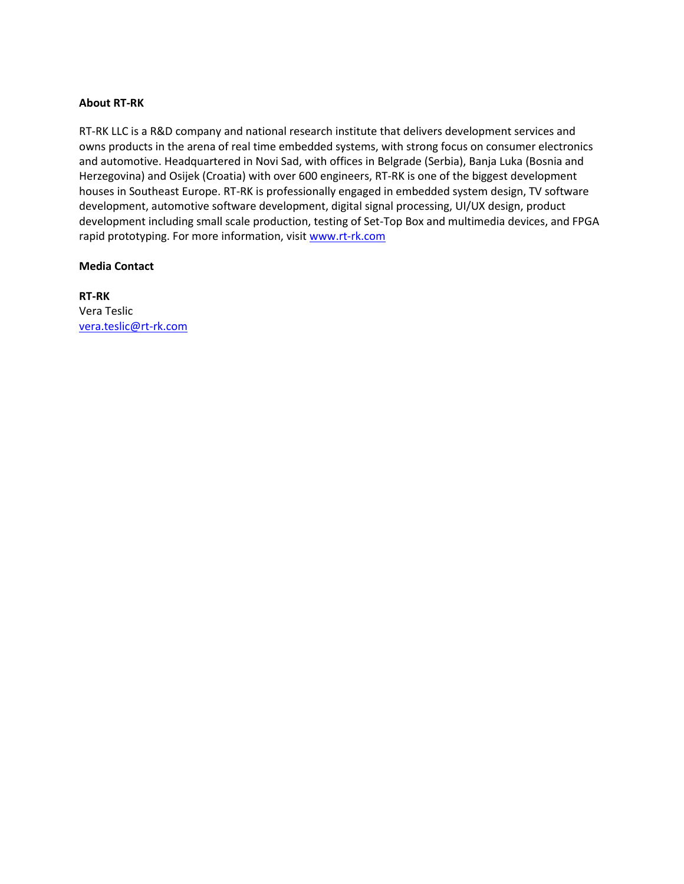**About RT-RK**

RT-RK LLC is a R&D company and national research institute that delivers development services and owns products in the arena of real time embedded systems, with strong focus on consumer electronics and automotive. Headquartered in Novi Sad, with offices in Belgrade (Serbia), Banja Luka (Bosnia and Herzegovina) and Osijek (Croatia) with over 600 engineers, RT-RK is one of the biggest development houses in Southeast Europe. RT-RK is professionally engaged in embedded system design, TV software development, automotive software development, digital signal processing, UI/UX design, product development including small scale production, testing of Set-Top Box and multimedia devices, and FPGA rapid prototyping. For more information, visit [www.rt-rk.com](http://www.rt-rk.com)

**Media Contact**

**RT-RK**
Vera Teslic
[vera.teslic@rt-rk.com](mailto:vera.teslic@rt-rk.com)